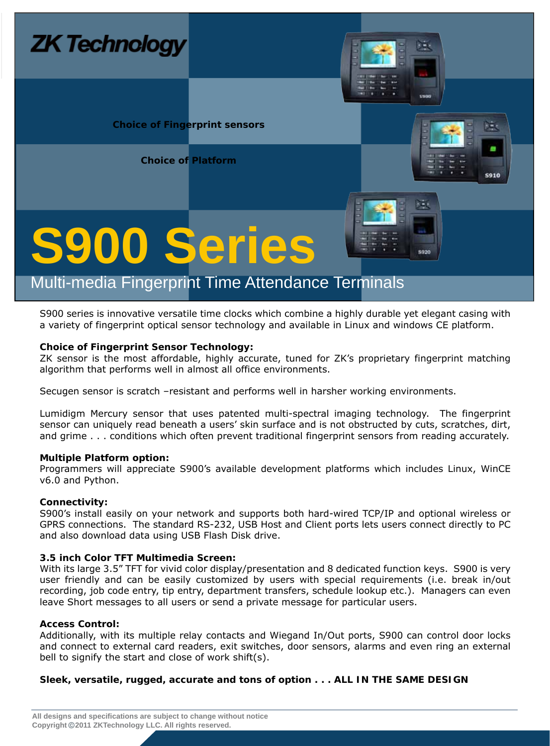ZK Technology

Choice of Fingerprint sensors

Choice of Platform

# S900 Series

## Multi-media Fingerprint Time Attendance Terminals

S900 series is innovative versatile time clocks which combine a highly durable yet elegant casing with a variety of fingerprint optical sensor technology and available in Linux and windows CE platform.

**Choice of Fingerprint Sensor Technology:**
ZK sensor is the most affordable, highly accurate, tuned for ZK's proprietary fingerprint matching algorithm that performs well in almost all office environments.

Secugen sensor is scratch –resistant and performs well in harsher working environments.

Lumidigm Mercury sensor that uses patented multi-spectral imaging technology. The fingerprint sensor can uniquely read beneath a users' skin surface and is not obstructed by cuts, scratches, dirt, and grime . . . conditions which often prevent traditional fingerprint sensors from reading accurately.

**Multiple Platform option:**
Programmers will appreciate S900's available development platforms which includes Linux, WinCE v6.0 and Python.

**Connectivity:**
S900's install easily on your network and supports both hard-wired TCP/IP and optional wireless or GPRS connections. The standard RS-232, USB Host and Client ports lets users connect directly to PC and also download data using USB Flash Disk drive.

**3.5 inch Color TFT Multimedia Screen:**
With its large 3.5" TFT for vivid color display/presentation and 8 dedicated function keys. S900 is very user friendly and can be easily customized by users with special requirements (i.e. break in/out recording, job code entry, tip entry, department transfers, schedule lookup etc.). Managers can even leave Short messages to all users or send a private message for particular users.

**Access Control:**
Additionally, with its multiple relay contacts and Wiegand In/Out ports, S900 can control door locks and connect to external card readers, exit switches, door sensors, alarms and even ring an external bell to signify the start and close of work shift(s).

**Sleek, versatile, rugged, accurate and tons of option . . . ALL IN THE SAME DESIGN**

All designs and specifications are subject to change without notice
Copyright ©2011 ZKTechnology LLC. All rights reserved.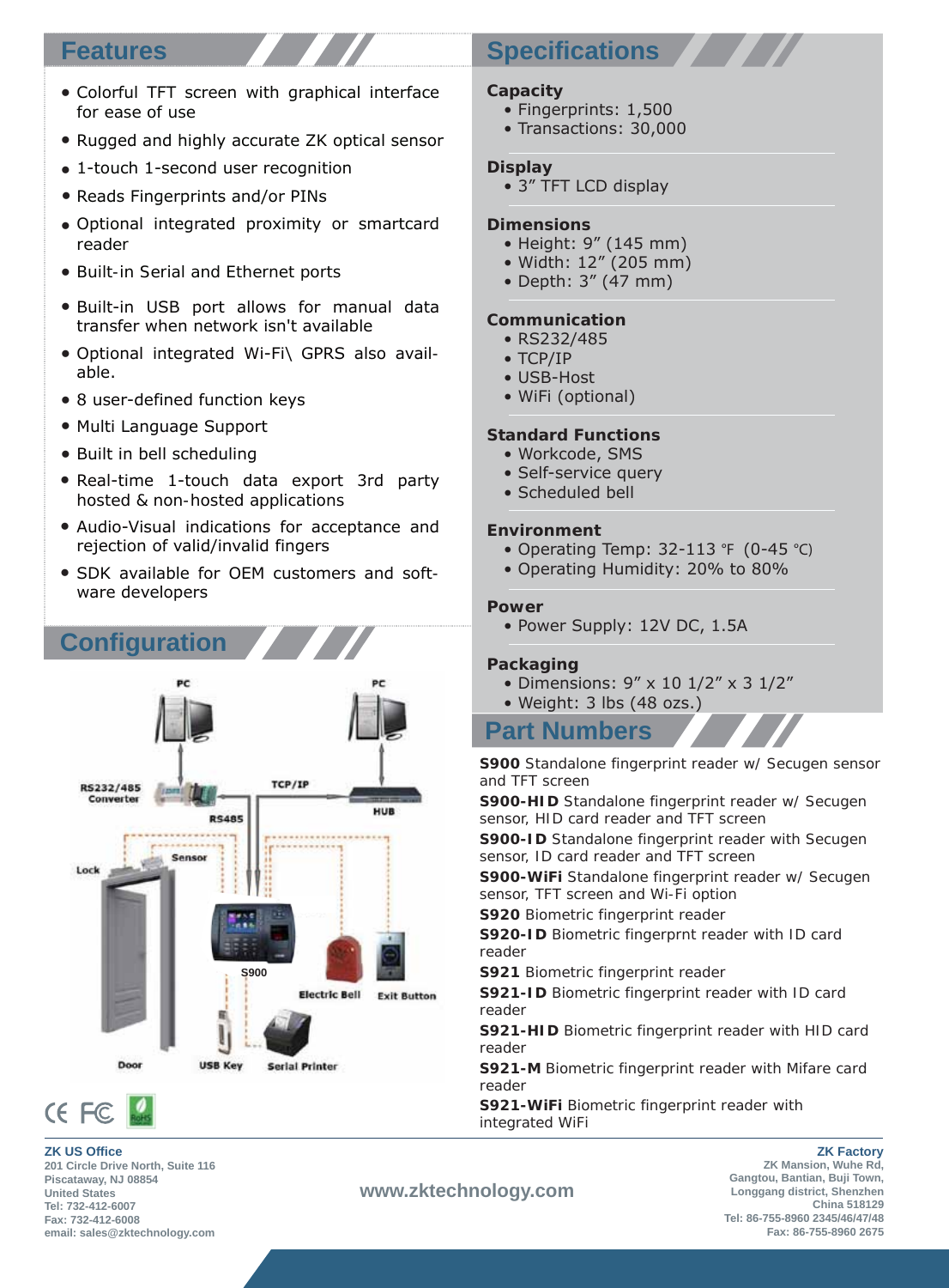## Features

- Colorful TFT screen with graphical interface for ease of use
- Rugged and highly accurate ZK optical sensor
- 1-touch 1-second user recognition
- Reads Fingerprints and/or PINs
- Optional integrated proximity or smartcard reader
- Built-in Serial and Ethernet ports
- Built-in USB port allows for manual data transfer when network isn't available
- Optional integrated Wi-Fi\ GPRS also available.
- 8 user-defined function keys
- Multi Language Support
- Built in bell scheduling
- Real-time 1-touch data export 3rd party hosted & non-hosted applications
- Audio-Visual indications for acceptance and rejection of valid/invalid fingers
- SDK available for OEM customers and software developers

## Configuration

PC
PC
RS232/485 Converter
TCP/IP
RS485
HUB
Sensor
Lock
S900
Electric Bell
Exit Button
Door
USB Key
Serial Printer

CE FC RoHS

## Specifications

**Capacity**
- Fingerprints: 1,500
- Transactions: 30,000

**Display**
- 3" TFT LCD display

**Dimensions**
- Height: 9" (145 mm)
- Width: 12" (205 mm)
- Depth: 3" (47 mm)

**Communication**
- RS232/485
- TCP/IP
- USB-Host
- WiFi (optional)

**Standard Functions**
- Workcode, SMS
- Self-service query
- Scheduled bell

**Environment**
- Operating Temp: 32-113 ℉ (0-45 ℃)
- Operating Humidity: 20% to 80%

**Power**
- Power Supply: 12V DC, 1.5A

**Packaging**
- Dimensions: 9" x 10 1/2" x 3 1/2"
- Weight: 3 lbs (48 ozs.)

## Part Numbers

**S900** Standalone fingerprint reader w/ Secugen sensor and TFT screen

**S900-HID** Standalone fingerprint reader w/ Secugen sensor, HID card reader and TFT screen

**S900-ID** Standalone fingerprint reader with Secugen sensor, ID card reader and TFT screen

**S900-WiFi** Standalone fingerprint reader w/ Secugen sensor, TFT screen and Wi-Fi option

**S920** Biometric fingerprint reader

**S920-ID** Biometric fingerprnt reader with ID card reader

**S921** Biometric fingerprint reader

**S921-ID** Biometric fingerprint reader with ID card reader

**S921-HID** Biometric fingerprint reader with HID card reader

**S921-M** Biometric fingerprint reader with Mifare card reader

**S921-WiFi** Biometric fingerprint reader with integrated WiFi

**ZK US Office**
201 Circle Drive North, Suite 116
Piscataway, NJ 08854
United States
Tel: 732-412-6007
Fax: 732-412-6008
email: sales@zktechnology.com

www.zktechnology.com

**ZK Factory**
ZK Mansion, Wuhe Rd,
Gangtou, Bantian, Buji Town,
Longgang district, Shenzhen
China 518129
Tel: 86-755-8960 2345/46/47/48
Fax: 86-755-8960 2675